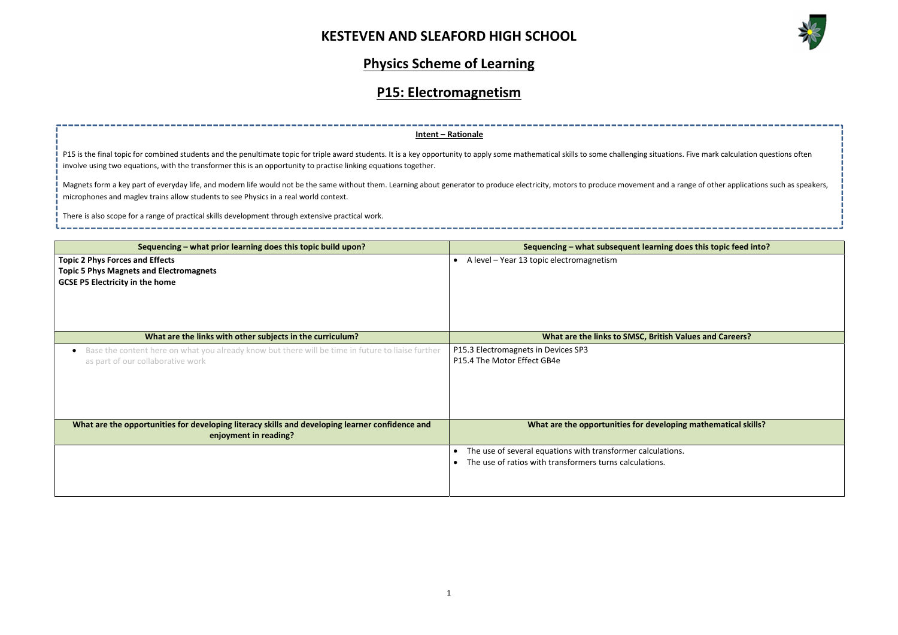# KESTEVEN AND SLEAFORD HIGH SCHOOL

## Physics Scheme of Learning

## P15: Electromagnetism

**Intent – Rationale**

P15 is the final topic for combined students and the penultimate topic for triple award students. It is a key opportunity to apply some mathematical skills to some challenging situations. Five mark calculation questions often involve using two equations, with the transformer this is an opportunity to practise linking equations together.

Magnets form a key part of everyday life, and modern life would not be the same without them. Learning about generator to produce electricity, motors to produce movement and a range of other applications such as speakers, microphones and maglev trains allow students to see Physics in a real world context.

There is also scope for a range of practical skills development through extensive practical work.

| Sequencing – what prior learning does this topic build upon? | Sequencing – what subsequent learning does this topic feed into? |
|---|---|
| **Topic 2 Phys Forces and Effects**<br>**Topic 5 Phys Magnets and Electromagnets**<br>**GCSE P5 Electricity in the home** | • A level – Year 13 topic electromagnetism |
| **What are the links with other subjects in the curriculum?** | **What are the links to SMSC, British Values and Careers?** |
| • Base the content here on what you already know but there will be time in future to liaise further as part of our collaborative work | P15.3 Electromagnets in Devices SP3<br>P15.4 The Motor Effect GB4e |
| **What are the opportunities for developing literacy skills and developing learner confidence and enjoyment in reading?** | **What are the opportunities for developing mathematical skills?** |
| | • The use of several equations with transformer calculations.<br>• The use of ratios with transformers turns calculations. |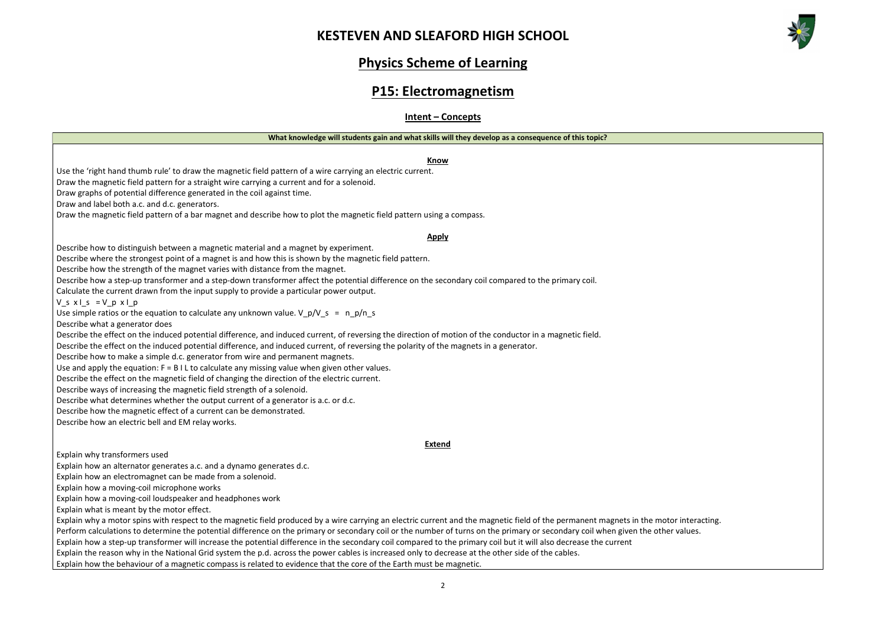# KESTEVEN AND SLEAFORD HIGH SCHOOL

## Physics Scheme of Learning

## P15: Electromagnetism

### Intent – Concepts

**What knowledge will students gain and what skills will they develop as a consequence of this topic?**

**Know**

Use the 'right hand thumb rule' to draw the magnetic field pattern of a wire carrying an electric current.
Draw the magnetic field pattern for a straight wire carrying a current and for a solenoid.
Draw graphs of potential difference generated in the coil against time.
Draw and label both a.c. and d.c. generators.
Draw the magnetic field pattern of a bar magnet and describe how to plot the magnetic field pattern using a compass.

**Apply**

Describe how to distinguish between a magnetic material and a magnet by experiment.
Describe where the strongest point of a magnet is and how this is shown by the magnetic field pattern.
Describe how the strength of the magnet varies with distance from the magnet.
Describe how a step-up transformer and a step-down transformer affect the potential difference on the secondary coil compared to the primary coil.
Calculate the current drawn from the input supply to provide a particular power output.
$V_s \times I_s = V_p \times I_p$
Use simple ratios or the equation to calculate any unknown value. $V_p/V_s = n_p/n_s$
Describe what a generator does
Describe the effect on the induced potential difference, and induced current, of reversing the direction of motion of the conductor in a magnetic field.
Describe the effect on the induced potential difference, and induced current, of reversing the polarity of the magnets in a generator.
Describe how to make a simple d.c. generator from wire and permanent magnets.
Use and apply the equation: $F = B I L$ to calculate any missing value when given other values.
Describe the effect on the magnetic field of changing the direction of the electric current.
Describe ways of increasing the magnetic field strength of a solenoid.
Describe what determines whether the output current of a generator is a.c. or d.c.
Describe how the magnetic effect of a current can be demonstrated.
Describe how an electric bell and EM relay works.

**Extend**

Explain why transformers used
Explain how an alternator generates a.c. and a dynamo generates d.c.
Explain how an electromagnet can be made from a solenoid.
Explain how a moving-coil microphone works
Explain how a moving-coil loudspeaker and headphones work
Explain what is meant by the motor effect.
Explain why a motor spins with respect to the magnetic field produced by a wire carrying an electric current and the magnetic field of the permanent magnets in the motor interacting.
Perform calculations to determine the potential difference on the primary or secondary coil or the number of turns on the primary or secondary coil when given the other values.
Explain how a step-up transformer will increase the potential difference in the secondary coil compared to the primary coil but it will also decrease the current
Explain the reason why in the National Grid system the p.d. across the power cables is increased only to decrease at the other side of the cables.
Explain how the behaviour of a magnetic compass is related to evidence that the core of the Earth must be magnetic.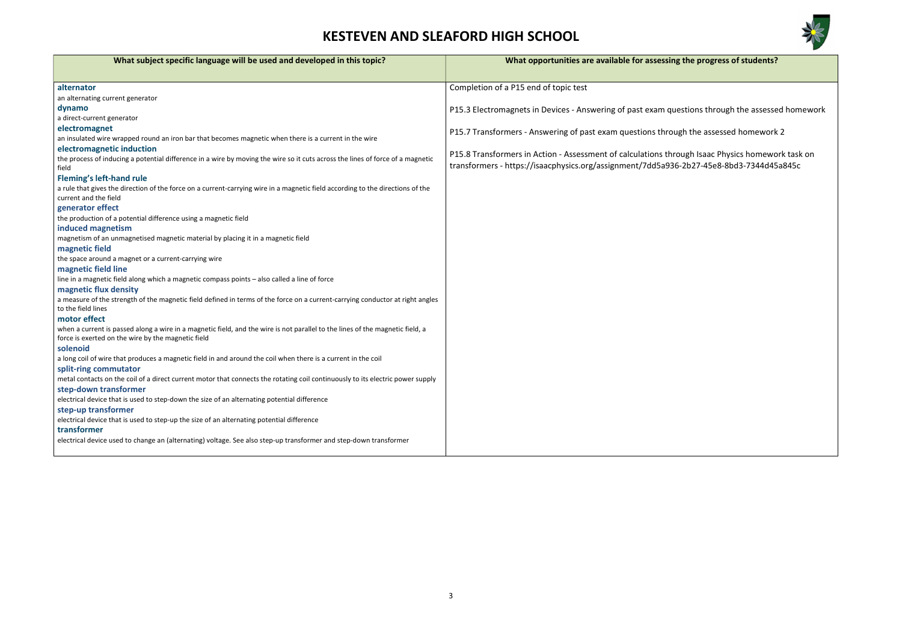# KESTEVEN AND SLEAFORD HIGH SCHOOL

| What subject specific language will be used and developed in this topic? | What opportunities are available for assessing the progress of students? |
| --- | --- |
| **alternator**<br>an alternating current generator<br>**dynamo**<br>a direct-current generator<br>**electromagnet**<br>an insulated wire wrapped round an iron bar that becomes magnetic when there is a current in the wire<br>**electromagnetic induction**<br>the process of inducing a potential difference in a wire by moving the wire so it cuts across the lines of force of a magnetic field<br>**Fleming's left-hand rule**<br>a rule that gives the direction of the force on a current-carrying wire in a magnetic field according to the directions of the current and the field<br>**generator effect**<br>the production of a potential difference using a magnetic field<br>**induced magnetism**<br>magnetism of an unmagnetised magnetic material by placing it in a magnetic field<br>**magnetic field**<br>the space around a magnet or a current-carrying wire<br>**magnetic field line**<br>line in a magnetic field along which a magnetic compass points – also called a line of force<br>**magnetic flux density**<br>a measure of the strength of the magnetic field defined in terms of the force on a current-carrying conductor at right angles to the field lines<br>**motor effect**<br>when a current is passed along a wire in a magnetic field, and the wire is not parallel to the lines of the magnetic field, a force is exerted on the wire by the magnetic field<br>**solenoid**<br>a long coil of wire that produces a magnetic field in and around the coil when there is a current in the coil<br>**split-ring commutator**<br>metal contacts on the coil of a direct current motor that connects the rotating coil continuously to its electric power supply<br>**step-down transformer**<br>electrical device that is used to step-down the size of an alternating potential difference<br>**step-up transformer**<br>electrical device that is used to step-up the size of an alternating potential difference<br>**transformer**<br>electrical device used to change an (alternating) voltage. See also step-up transformer and step-down transformer | Completion of a P15 end of topic test<br><br>P15.3 Electromagnets in Devices - Answering of past exam questions through the assessed homework<br><br>P15.7 Transformers - Answering of past exam questions through the assessed homework 2<br><br>P15.8 Transformers in Action - Assessment of calculations through Isaac Physics homework task on transformers - https://isaacphysics.org/assignment/7dd5a936-2b27-45e8-8bd3-7344d45a845c |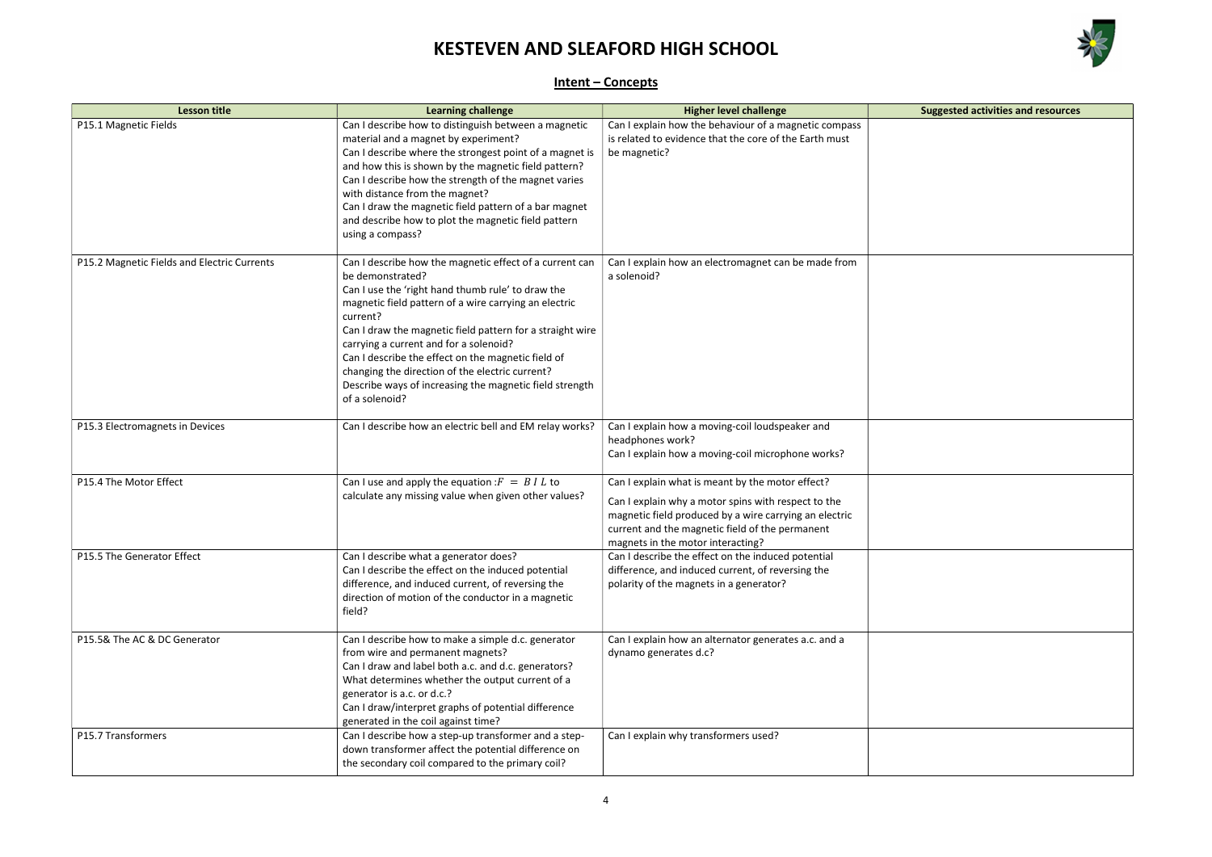# KESTEVEN AND SLEAFORD HIGH SCHOOL

## Intent – Concepts

| Lesson title | Learning challenge | Higher level challenge | Suggested activities and resources |
|---|---|---|---|
| P15.1 Magnetic Fields | Can I describe how to distinguish between a magnetic material and a magnet by experiment?<br>Can I describe where the strongest point of a magnet is and how this is shown by the magnetic field pattern?<br>Can I describe how the strength of the magnet varies with distance from the magnet?<br>Can I draw the magnetic field pattern of a bar magnet and describe how to plot the magnetic field pattern using a compass? | Can I explain how the behaviour of a magnetic compass is related to evidence that the core of the Earth must be magnetic? | |
| P15.2 Magnetic Fields and Electric Currents | Can I describe how the magnetic effect of a current can be demonstrated?<br>Can I use the 'right hand thumb rule' to draw the magnetic field pattern of a wire carrying an electric current?<br>Can I draw the magnetic field pattern for a straight wire carrying a current and for a solenoid?<br>Can I describe the effect on the magnetic field of changing the direction of the electric current?<br>Describe ways of increasing the magnetic field strength of a solenoid? | Can I explain how an electromagnet can be made from a solenoid? | |
| P15.3 Electromagnets in Devices | Can I describe how an electric bell and EM relay works? | Can I explain how a moving-coil loudspeaker and headphones work?<br>Can I explain how a moving-coil microphone works? | |
| P15.4 The Motor Effect | Can I use and apply the equation : $F = B\,I\,L$ to calculate any missing value when given other values? | Can I explain what is meant by the motor effect?<br>Can I explain why a motor spins with respect to the magnetic field produced by a wire carrying an electric current and the magnetic field of the permanent magnets in the motor interacting? | |
| P15.5 The Generator Effect | Can I describe what a generator does?<br>Can I describe the effect on the induced potential difference, and induced current, of reversing the direction of motion of the conductor in a magnetic field? | Can I describe the effect on the induced potential difference, and induced current, of reversing the polarity of the magnets in a generator? | |
| P15.5& The AC & DC Generator | Can I describe how to make a simple d.c. generator from wire and permanent magnets?<br>Can I draw and label both a.c. and d.c. generators?<br>What determines whether the output current of a generator is a.c. or d.c.?<br>Can I draw/interpret graphs of potential difference generated in the coil against time? | Can I explain how an alternator generates a.c. and a dynamo generates d.c? | |
| P15.7 Transformers | Can I describe how a step-up transformer and a step-down transformer affect the potential difference on the secondary coil compared to the primary coil? | Can I explain why transformers used? | |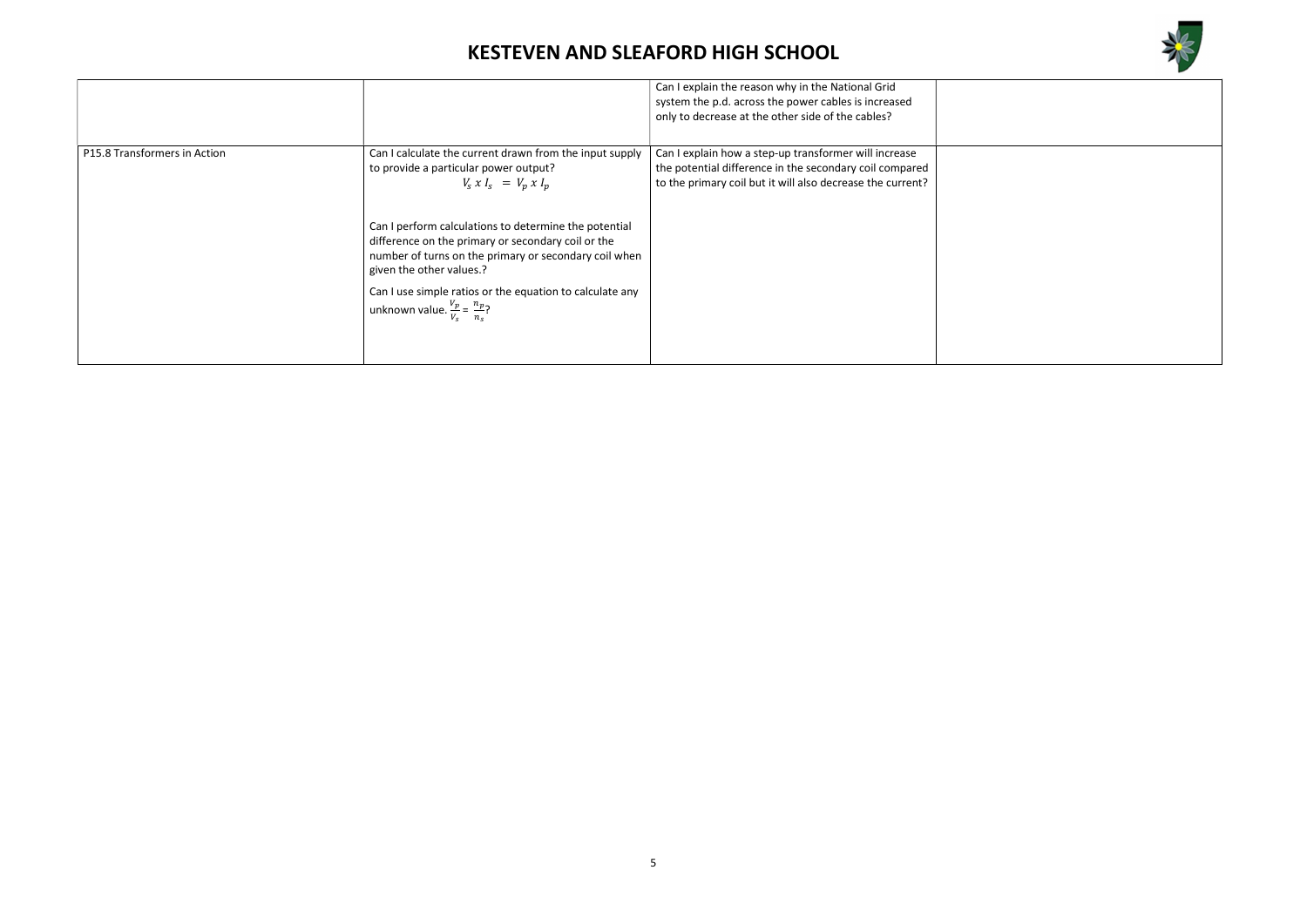# KESTEVEN AND SLEAFORD HIGH SCHOOL

| | | | |
|---|---|---|---|
| | | Can I explain the reason why in the National Grid system the p.d. across the power cables is increased only to decrease at the other side of the cables? | |
| P15.8 Transformers in Action | Can I calculate the current drawn from the input supply to provide a particular power output? $V_s \; x \; I_s \; = \; V_p \; x \; I_p$ <br><br> Can I perform calculations to determine the potential difference on the primary or secondary coil or the number of turns on the primary or secondary coil when given the other values.? <br><br> Can I use simple ratios or the equation to calculate any unknown value. $\frac{V_p}{V_s} = \frac{n_p}{n_s}$? | Can I explain how a step-up transformer will increase the potential difference in the secondary coil compared to the primary coil but it will also decrease the current? | |